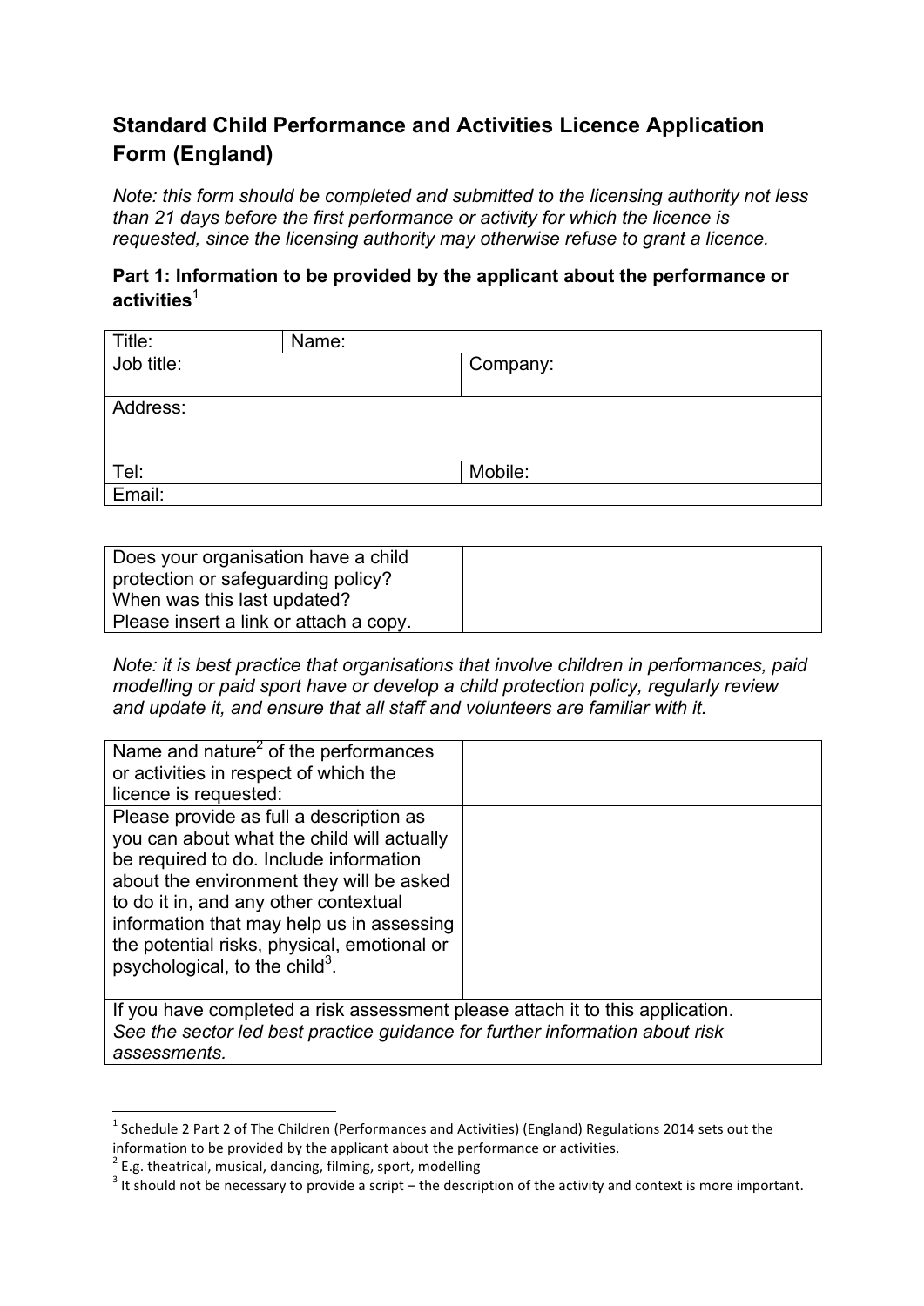## Standard Child Performance and Activities Licence Application Form (England)

*Note: this form should be completed and submitted to the licensing authority not less than 21 days before the first performance or activity for which the licence is requested, since the licensing authority may otherwise refuse to grant a licence.*

### Part 1: Information to be provided by the applicant about the performance or activities[1]

| Title: | Name: | |
|---|---|---|
| Job title: | | Company: |
| Address: | | |
| Tel: | | Mobile: |
| Email: | | |

| Does your organisation have a child protection or safeguarding policy? When was this last updated? Please insert a link or attach a copy. | |
|---|---|

*Note: it is best practice that organisations that involve children in performances, paid modelling or paid sport have or develop a child protection policy, regularly review and update it, and ensure that all staff and volunteers are familiar with it.*

| Name and nature[2] of the performances or activities in respect of which the licence is requested: | |
|---|---|
| Please provide as full a description as you can about what the child will actually be required to do. Include information about the environment they will be asked to do it in, and any other contextual information that may help us in assessing the potential risks, physical, emotional or psychological, to the child[3]. | |
| If you have completed a risk assessment please attach it to this application. *See the sector led best practice guidance for further information about risk assessments.* | |

[1] Schedule 2 Part 2 of The Children (Performances and Activities) (England) Regulations 2014 sets out the information to be provided by the applicant about the performance or activities.

[2] E.g. theatrical, musical, dancing, filming, sport, modelling

[3] It should not be necessary to provide a script – the description of the activity and context is more important.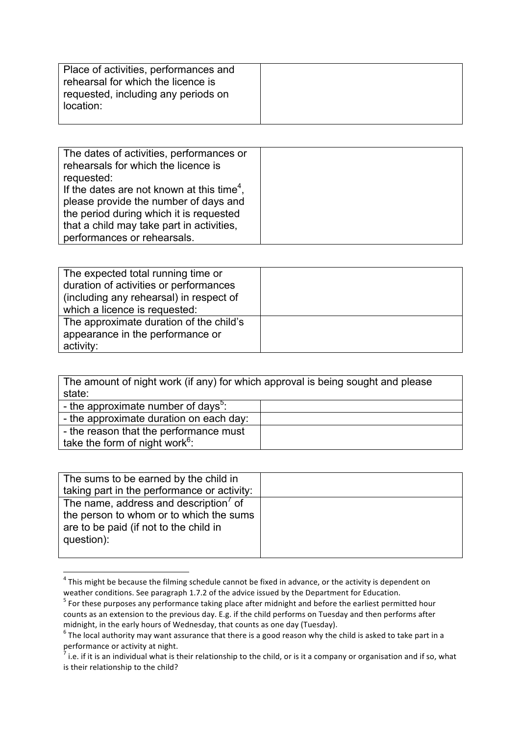| Place of activities, performances and rehearsal for which the licence is requested, including any periods on location: | |
|---|---|

| The dates of activities, performances or rehearsals for which the licence is requested: If the dates are not known at this time[4], please provide the number of days and the period during which it is requested that a child may take part in activities, performances or rehearsals. | |
|---|---|

| The expected total running time or duration of activities or performances (including any rehearsal) in respect of which a licence is requested: | |
|---|---|
| The approximate duration of the child's appearance in the performance or activity: | |

| The amount of night work (if any) for which approval is being sought and please state: | |
|---|---|
| - the approximate number of days[5]: | |
| - the approximate duration on each day: | |
| - the reason that the performance must take the form of night work[6]: | |

| The sums to be earned by the child in taking part in the performance or activity: | |
|---|---|
| The name, address and description[7] of the person to whom or to which the sums are to be paid (if not to the child in question): | |

[4] This might be because the filming schedule cannot be fixed in advance, or the activity is dependent on weather conditions. See paragraph 1.7.2 of the advice issued by the Department for Education.

[5] For these purposes any performance taking place after midnight and before the earliest permitted hour counts as an extension to the previous day. E.g. if the child performs on Tuesday and then performs after midnight, in the early hours of Wednesday, that counts as one day (Tuesday).

[6] The local authority may want assurance that there is a good reason why the child is asked to take part in a performance or activity at night.

[7] i.e. if it is an individual what is their relationship to the child, or is it a company or organisation and if so, what is their relationship to the child?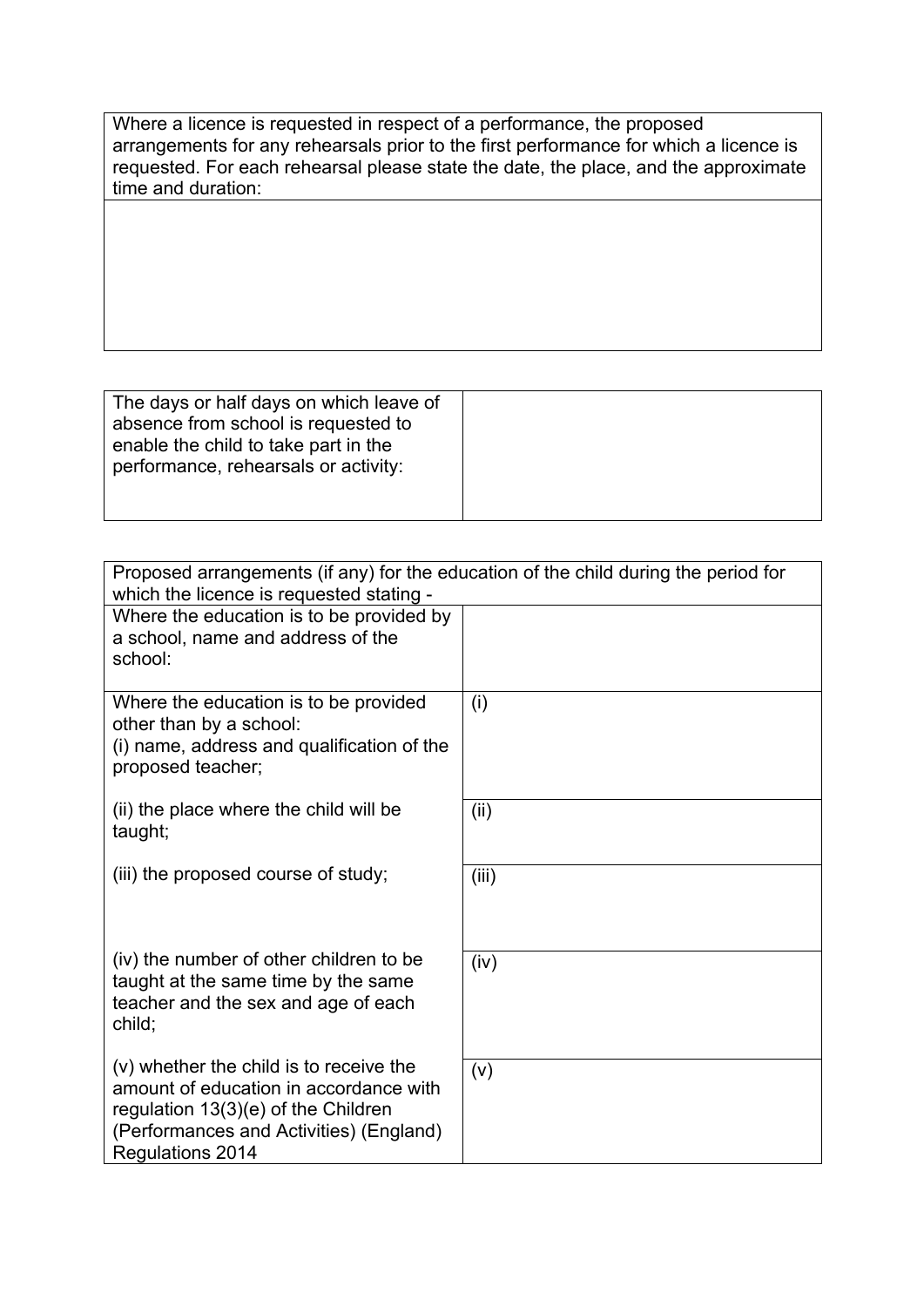| Where a licence is requested in respect of a performance, the proposed arrangements for any rehearsals prior to the first performance for which a licence is requested. For each rehearsal please state the date, the place, and the approximate time and duration: |
| --- |
| |

| The days or half days on which leave of absence from school is requested to enable the child to take part in the performance, rehearsals or activity: | |
| --- | --- |

| Proposed arrangements (if any) for the education of the child during the period for which the licence is requested stating - | |
| --- | --- |
| Where the education is to be provided by a school, name and address of the school: | |
| Where the education is to be provided other than by a school:<br>(i) name, address and qualification of the proposed teacher; | (i) |
| (ii) the place where the child will be taught; | (ii) |
| (iii) the proposed course of study; | (iii) |
| (iv) the number of other children to be taught at the same time by the same teacher and the sex and age of each child; | (iv) |
| (v) whether the child is to receive the amount of education in accordance with regulation 13(3)(e) of the Children (Performances and Activities) (England) Regulations 2014 | (v) |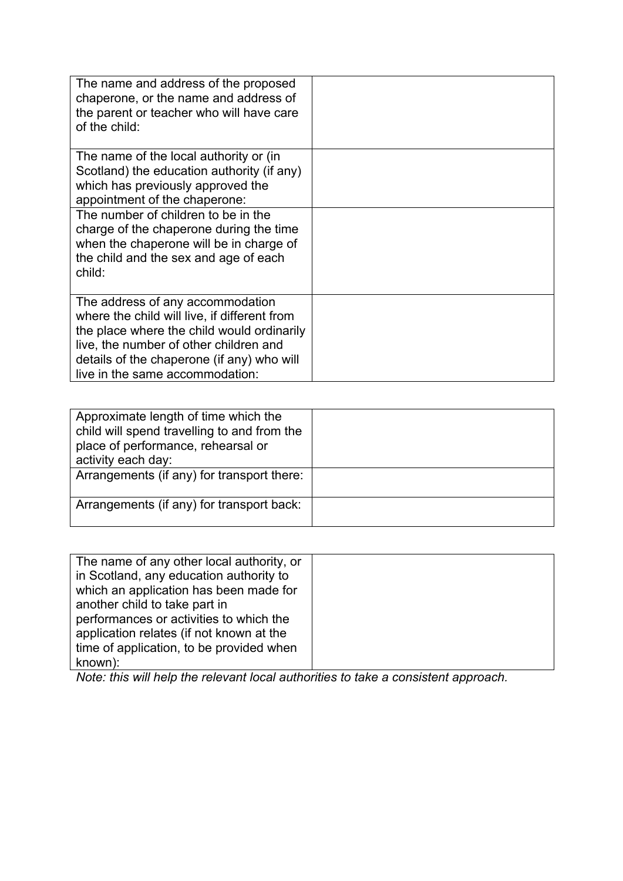| The name and address of the proposed chaperone, or the name and address of the parent or teacher who will have care of the child: | |
|---|---|
| The name of the local authority or (in Scotland) the education authority (if any) which has previously approved the appointment of the chaperone: | |
| The number of children to be in the charge of the chaperone during the time when the chaperone will be in charge of the child and the sex and age of each child: | |
| The address of any accommodation where the child will live, if different from the place where the child would ordinarily live, the number of other children and details of the chaperone (if any) who will live in the same accommodation: | |

| Approximate length of time which the child will spend travelling to and from the place of performance, rehearsal or activity each day: | |
|---|---|
| Arrangements (if any) for transport there: | |
| Arrangements (if any) for transport back: | |

| The name of any other local authority, or in Scotland, any education authority to which an application has been made for another child to take part in performances or activities to which the application relates (if not known at the time of application, to be provided when known): | |
|---|---|

*Note: this will help the relevant local authorities to take a consistent approach.*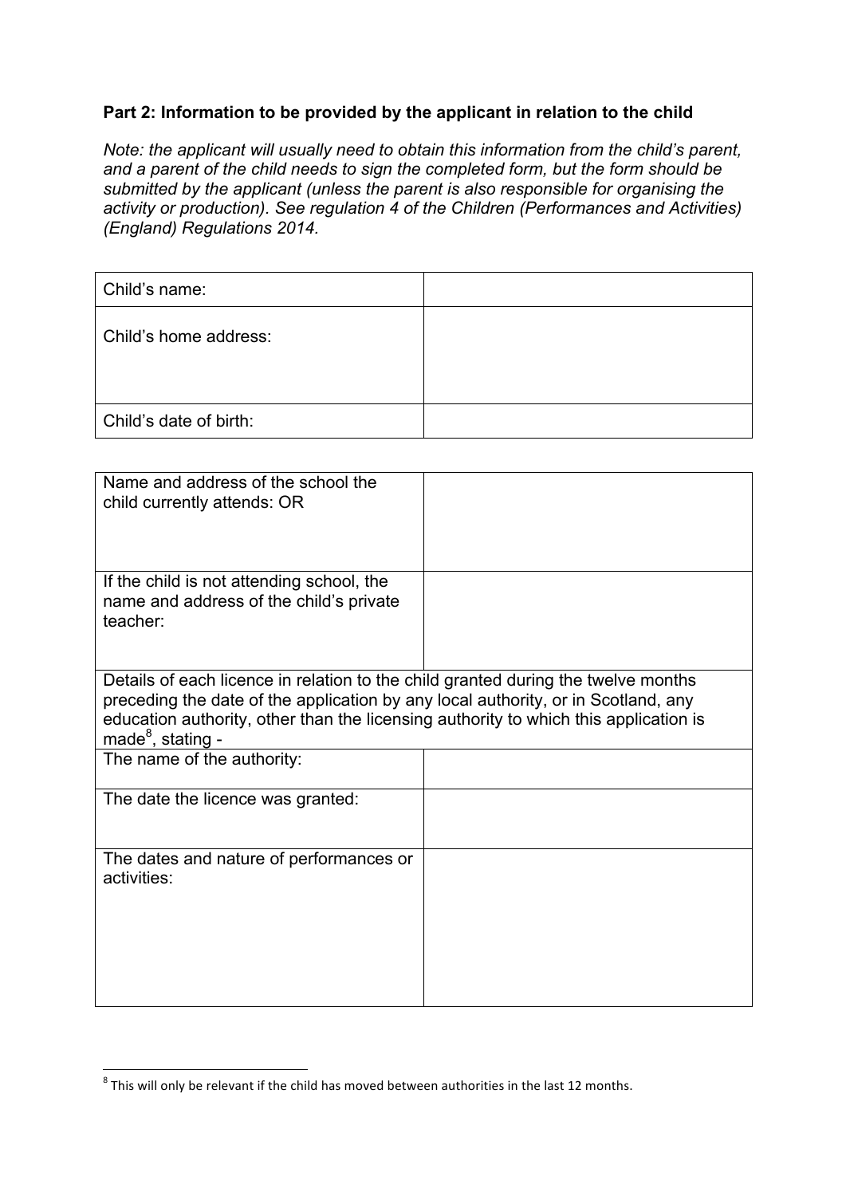**Part 2: Information to be provided by the applicant in relation to the child**

*Note: the applicant will usually need to obtain this information from the child's parent, and a parent of the child needs to sign the completed form, but the form should be submitted by the applicant (unless the parent is also responsible for organising the activity or production). See regulation 4 of the Children (Performances and Activities) (England) Regulations 2014.*

| | |
|---|---|
| Child's name: | |
| Child's home address: | |
| Child's date of birth: | |

| | |
|---|---|
| Name and address of the school the child currently attends: OR | |
| If the child is not attending school, the name and address of the child's private teacher: | |
| Details of each licence in relation to the child granted during the twelve months preceding the date of the application by any local authority, or in Scotland, any education authority, other than the licensing authority to which this application is made[8], stating - | |
| The name of the authority: | |
| The date the licence was granted: | |
| The dates and nature of performances or activities: | |

[8] This will only be relevant if the child has moved between authorities in the last 12 months.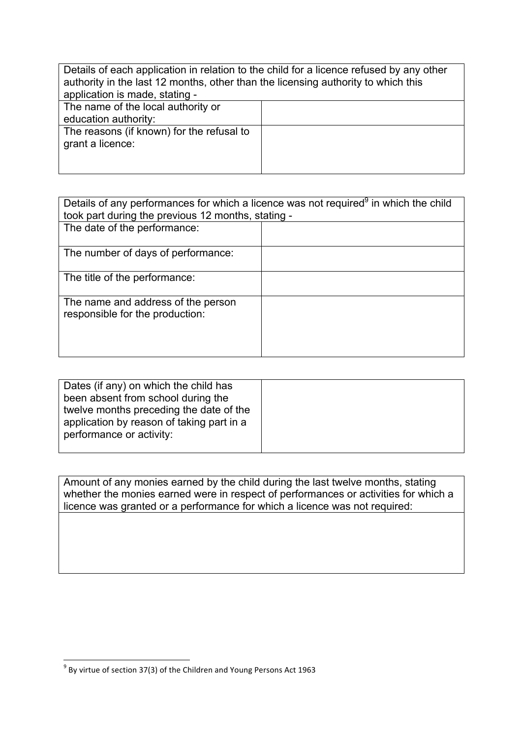| Details of each application in relation to the child for a licence refused by any other authority in the last 12 months, other than the licensing authority to which this application is made, stating - | |
|---|---|
| The name of the local authority or education authority: | |
| The reasons (if known) for the refusal to grant a licence: | |

| Details of any performances for which a licence was not required[9] in which the child took part during the previous 12 months, stating - | |
|---|---|
| The date of the performance: | |
| The number of days of performance: | |
| The title of the performance: | |
| The name and address of the person responsible for the production: | |

| Dates (if any) on which the child has been absent from school during the twelve months preceding the date of the application by reason of taking part in a performance or activity: | |
|---|---|

| Amount of any monies earned by the child during the last twelve months, stating whether the monies earned were in respect of performances or activities for which a licence was granted or a performance for which a licence was not required: |
|---|
| |

[9] By virtue of section 37(3) of the Children and Young Persons Act 1963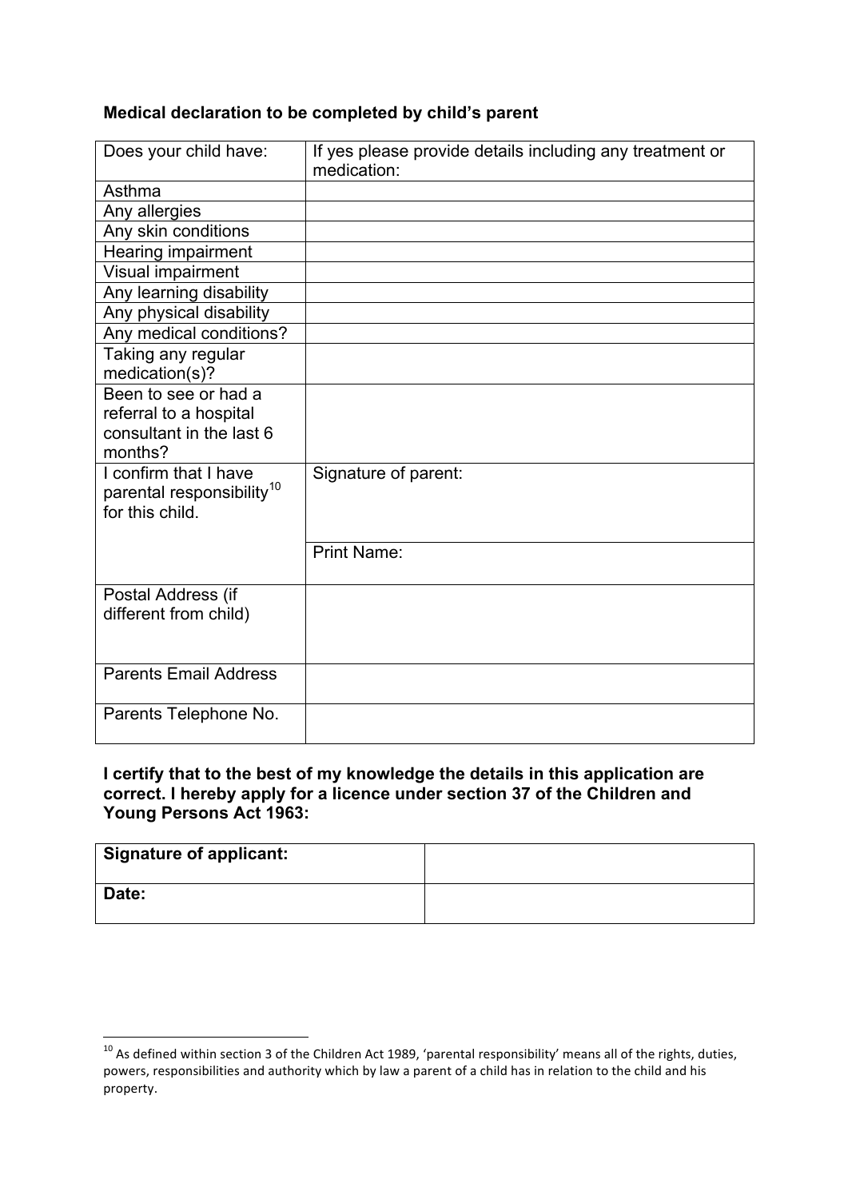**Medical declaration to be completed by child's parent**

| Does your child have: | If yes please provide details including any treatment or medication: |
|---|---|
| Asthma | |
| Any allergies | |
| Any skin conditions | |
| Hearing impairment | |
| Visual impairment | |
| Any learning disability | |
| Any physical disability | |
| Any medical conditions? | |
| Taking any regular medication(s)? | |
| Been to see or had a referral to a hospital consultant in the last 6 months? | |
| I confirm that I have parental responsibility[10] for this child. | Signature of parent: |
| | Print Name: |
| Postal Address (if different from child) | |
| Parents Email Address | |
| Parents Telephone No. | |

**I certify that to the best of my knowledge the details in this application are correct. I hereby apply for a licence under section 37 of the Children and Young Persons Act 1963:**

| **Signature of applicant:** | |
|---|---|
| **Date:** | |

[10] As defined within section 3 of the Children Act 1989, 'parental responsibility' means all of the rights, duties, powers, responsibilities and authority which by law a parent of a child has in relation to the child and his property.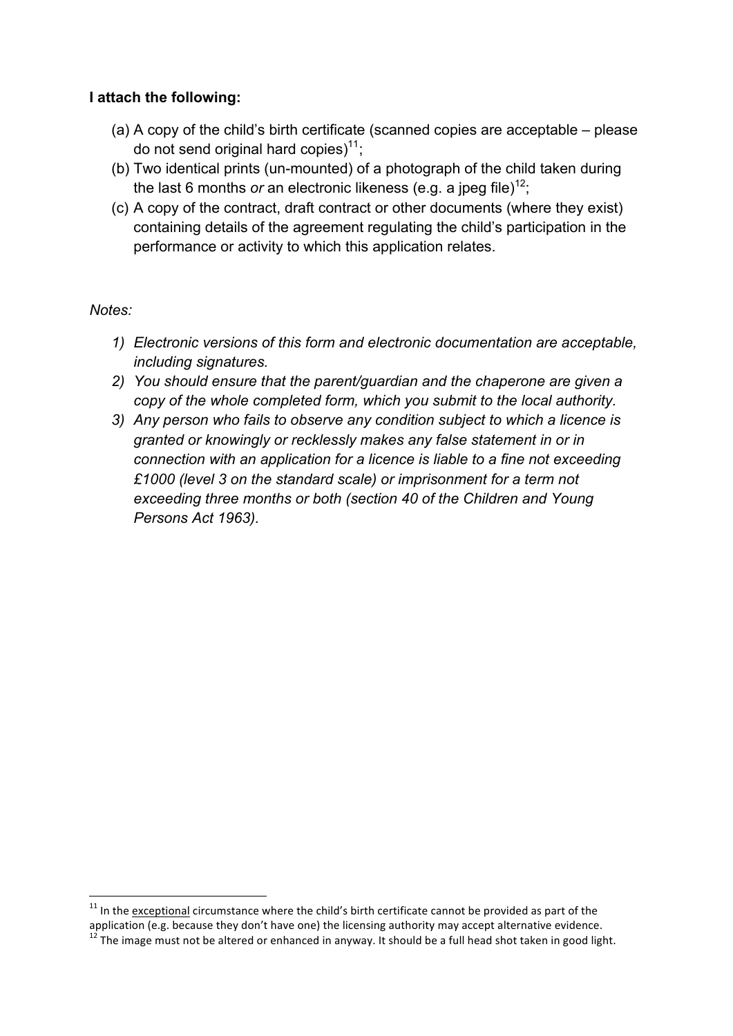**I attach the following:**

(a) A copy of the child's birth certificate (scanned copies are acceptable – please do not send original hard copies)[11];

(b) Two identical prints (un-mounted) of a photograph of the child taken during the last 6 months *or* an electronic likeness (e.g. a jpeg file)[12];

(c) A copy of the contract, draft contract or other documents (where they exist) containing details of the agreement regulating the child's participation in the performance or activity to which this application relates.

*Notes:*

1) *Electronic versions of this form and electronic documentation are acceptable, including signatures.*
2) *You should ensure that the parent/guardian and the chaperone are given a copy of the whole completed form, which you submit to the local authority.*
3) *Any person who fails to observe any condition subject to which a licence is granted or knowingly or recklessly makes any false statement in or in connection with an application for a licence is liable to a fine not exceeding £1000 (level 3 on the standard scale) or imprisonment for a term not exceeding three months or both (section 40 of the Children and Young Persons Act 1963).*

---

[11] In the exceptional circumstance where the child's birth certificate cannot be provided as part of the application (e.g. because they don't have one) the licensing authority may accept alternative evidence.

[12] The image must not be altered or enhanced in anyway. It should be a full head shot taken in good light.